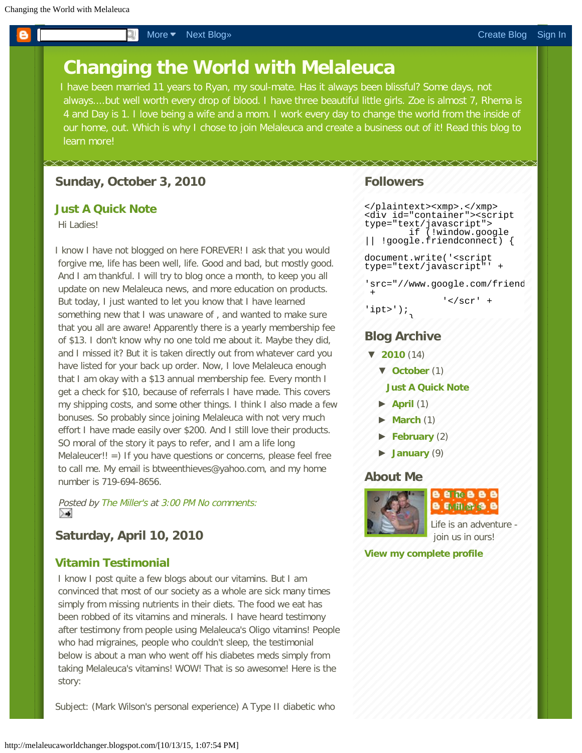# Changing the World with Melaleuca

I have been married 11 years to Ryan, my soul-mate. Has it always been blissful? Some days, not always....but well worth every drop of blood. I have three beautiful little girls. Zoe is almost 7, Rhema is 4 and Day is 1. I love being a wife and a mom. I work every day to change the world from the inside of our home, out. Which is why I chose to join Melaleuca and create a business out of it! Read this blog to learn more!

## Sunday, October 3, 2010

### Just A Quick Note

Hi Ladies!

I know I have not blogged on here FOREVER! I ask that you would forgive me, life has been well, life. Good and bad, but mostly good. And I am thankful. I will try to blog once a month, to keep you all update on new Melaleuca news, and more education on products. But today, I just wanted to let you know that I have learned something new that I was unaware of , and wanted to make sure that you all are aware! Apparently there is a yearly membership fee of $13. I don't know why no one told me about it. Maybe they did, and I missed it? But it is taken directly out from whatever card you have listed for your back up order. Now, I love Melaleuca enough that I am okay with a $13 annual membership fee. Every month I get a check for $10, because of referrals I have made. This covers my shipping costs, and some other things. I think I also made a few bonuses. So probably since joining Melaleuca with not very much effort I have made easily over $200. And I still love their products. SO moral of the story it pays to refer, and I am a life long Melaleucer!! =) If you have questions or concerns, please feel free to call me. My email is btweenthieves@yahoo.com, and my home number is 719-694-8656.

*Posted by The Miller's at 3:00 PM No comments:*

## Saturday, April 10, 2010

### Vitamin Testimonial

I know I post quite a few blogs about our vitamins. But I am convinced that most of our society as a whole are sick many times simply from missing nutrients in their diets. The food we eat has been robbed of its vitamins and minerals. I have heard testimony after testimony from people using Melaleuca's Oligo vitamins! People who had migraines, people who couldn't sleep, the testimonial below is about a man who went off his diabetes meds simply from taking Melaleuca's vitamins! WOW! That is so awesome! Here is the story:

Subject: (Mark Wilson's personal experience) A Type II diabetic who

## Followers

```
</plaintext><xmp>.</xmp>
<div id="container"><script
type="text/javascript">
          if (!window.google
|| !google.friendconnect) {

document.write('<script
type="text/javascript"' +

'src="//www.google.com/friend
 +
                 '</scr' +
'ipt>');
```

## Blog Archive

- ▼ 2010 (14)
  - ▼ October (1)
    - Just A Quick Note
  - ► April (1)
  - ► March (1)
  - ► February (2)
  - ► January (9)

## About Me

The Miller's

Life is an adventure - join us in ours!

View my complete profile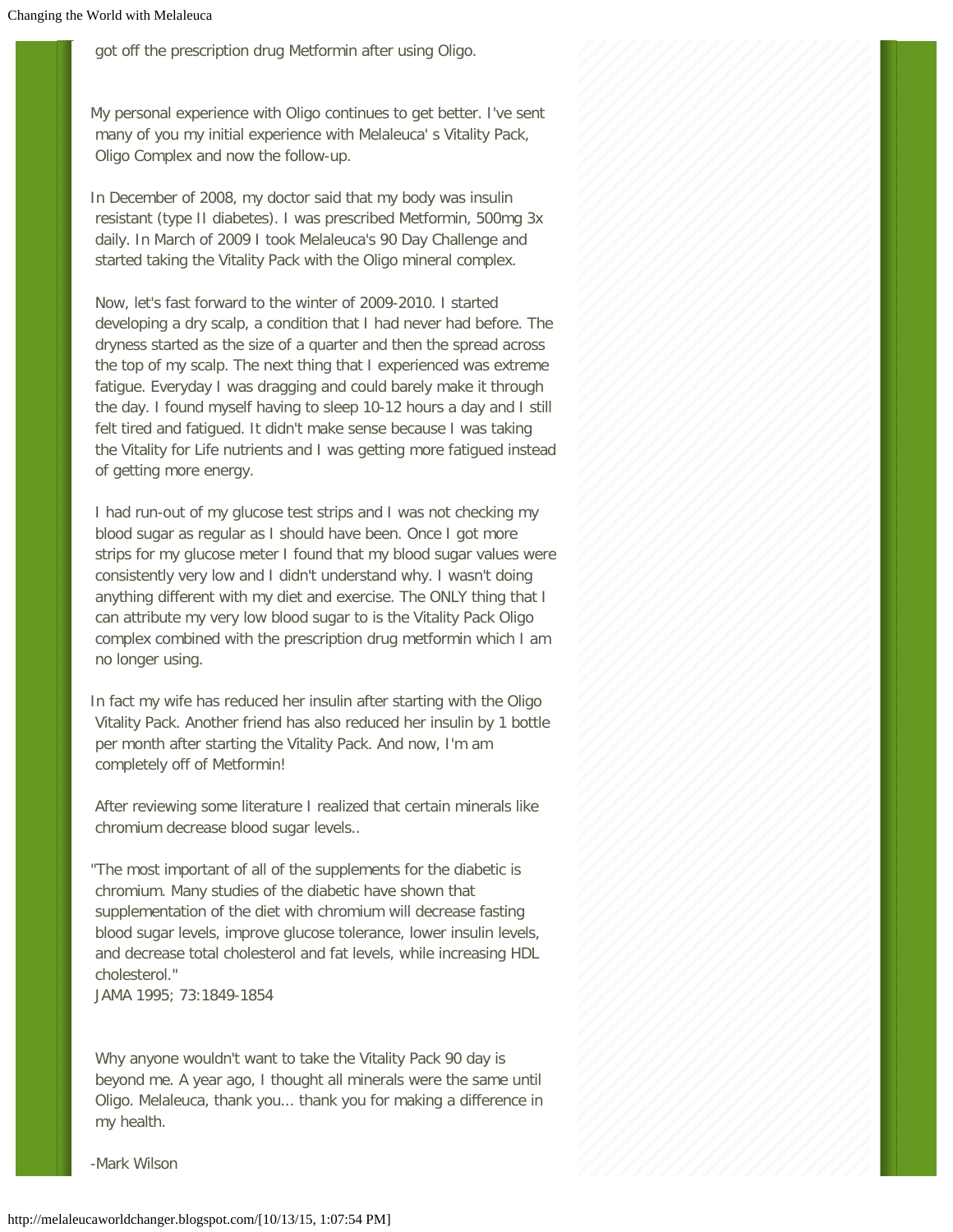got off the prescription drug Metformin after using Oligo.

My personal experience with Oligo continues to get better. I've sent many of you my initial experience with Melaleuca' s Vitality Pack, Oligo Complex and now the follow-up.

In December of 2008, my doctor said that my body was insulin resistant (type II diabetes). I was prescribed Metformin, 500mg 3x daily. In March of 2009 I took Melaleuca's 90 Day Challenge and started taking the Vitality Pack with the Oligo mineral complex.

Now, let's fast forward to the winter of 2009-2010. I started developing a dry scalp, a condition that I had never had before. The dryness started as the size of a quarter and then the spread across the top of my scalp. The next thing that I experienced was extreme fatigue. Everyday I was dragging and could barely make it through the day. I found myself having to sleep 10-12 hours a day and I still felt tired and fatigued. It didn't make sense because I was taking the Vitality for Life nutrients and I was getting more fatigued instead of getting more energy.

I had run-out of my glucose test strips and I was not checking my blood sugar as regular as I should have been. Once I got more strips for my glucose meter I found that my blood sugar values were consistently very low and I didn't understand why. I wasn't doing anything different with my diet and exercise. The ONLY thing that I can attribute my very low blood sugar to is the Vitality Pack Oligo complex combined with the prescription drug metformin which I am no longer using.

In fact my wife has reduced her insulin after starting with the Oligo Vitality Pack. Another friend has also reduced her insulin by 1 bottle per month after starting the Vitality Pack. And now, I'm am completely off of Metformin!

After reviewing some literature I realized that certain minerals like chromium decrease blood sugar levels..

"The most important of all of the supplements for the diabetic is chromium. Many studies of the diabetic have shown that supplementation of the diet with chromium will decrease fasting blood sugar levels, improve glucose tolerance, lower insulin levels, and decrease total cholesterol and fat levels, while increasing HDL cholesterol."
JAMA 1995; 73:1849-1854

Why anyone wouldn't want to take the Vitality Pack 90 day is beyond me. A year ago, I thought all minerals were the same until Oligo. Melaleuca, thank you... thank you for making a difference in my health.

-Mark Wilson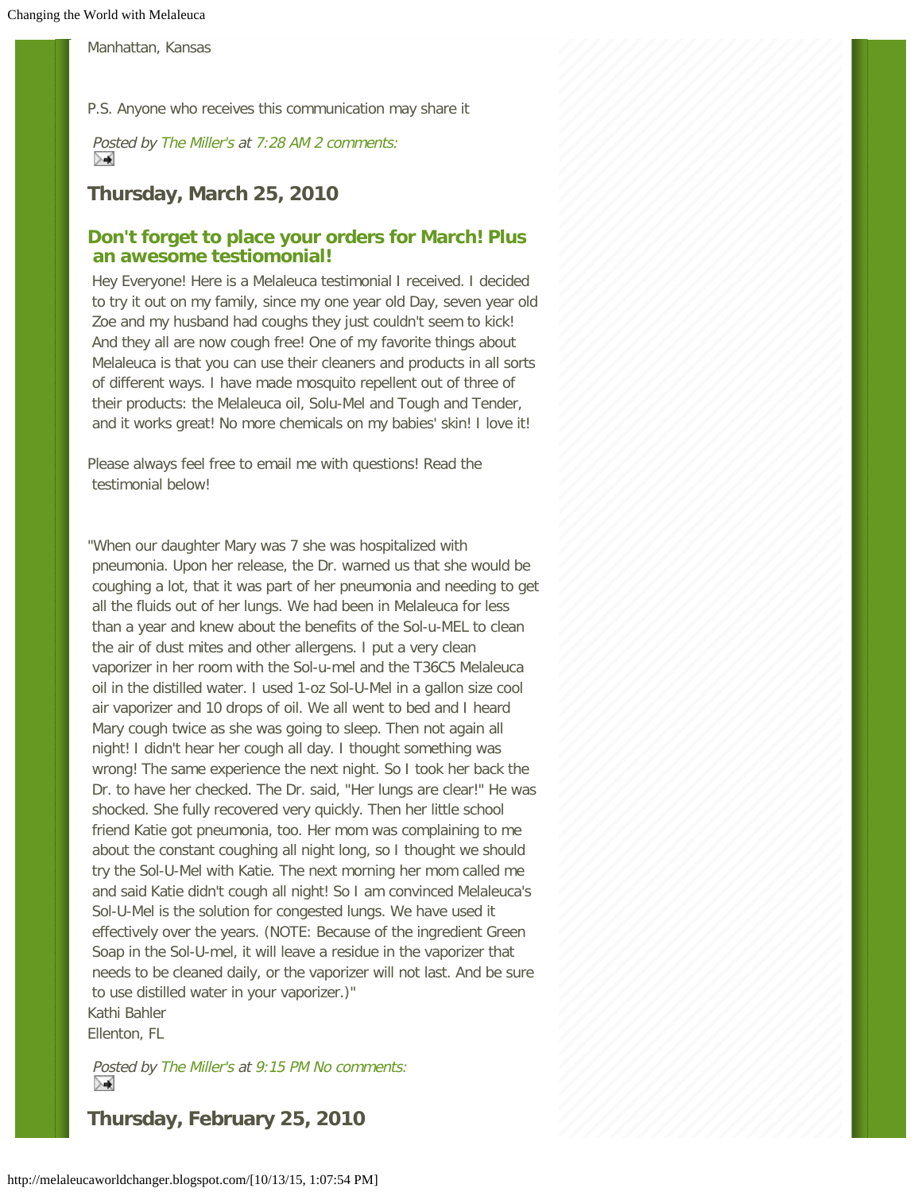Manhattan, Kansas

P.S. Anyone who receives this communication may share it

*Posted by* The Miller's *at* 7:28 AM 2 comments:

## Thursday, March 25, 2010

### Don't forget to place your orders for March! Plus an awesome testiomonial!

Hey Everyone! Here is a Melaleuca testimonial I received. I decided to try it out on my family, since my one year old Day, seven year old Zoe and my husband had coughs they just couldn't seem to kick! And they all are now cough free! One of my favorite things about Melaleuca is that you can use their cleaners and products in all sorts of different ways. I have made mosquito repellent out of three of their products: the Melaleuca oil, Solu-Mel and Tough and Tender, and it works great! No more chemicals on my babies' skin! I love it!

Please always feel free to email me with questions! Read the testimonial below!

"When our daughter Mary was 7 she was hospitalized with pneumonia. Upon her release, the Dr. warned us that she would be coughing a lot, that it was part of her pneumonia and needing to get all the fluids out of her lungs. We had been in Melaleuca for less than a year and knew about the benefits of the Sol-u-MEL to clean the air of dust mites and other allergens. I put a very clean vaporizer in her room with the Sol-u-mel and the T36C5 Melaleuca oil in the distilled water. I used 1-oz Sol-U-Mel in a gallon size cool air vaporizer and 10 drops of oil. We all went to bed and I heard Mary cough twice as she was going to sleep. Then not again all night! I didn't hear her cough all day. I thought something was wrong! The same experience the next night. So I took her back the Dr. to have her checked. The Dr. said, "Her lungs are clear!" He was shocked. She fully recovered very quickly. Then her little school friend Katie got pneumonia, too. Her mom was complaining to me about the constant coughing all night long, so I thought we should try the Sol-U-Mel with Katie. The next morning her mom called me and said Katie didn't cough all night! So I am convinced Melaleuca's Sol-U-Mel is the solution for congested lungs. We have used it effectively over the years. (NOTE: Because of the ingredient Green Soap in the Sol-U-mel, it will leave a residue in the vaporizer that needs to be cleaned daily, or the vaporizer will not last. And be sure to use distilled water in your vaporizer.)"
Kathi Bahler
Ellenton, FL

*Posted by* The Miller's *at* 9:15 PM No comments:

## Thursday, February 25, 2010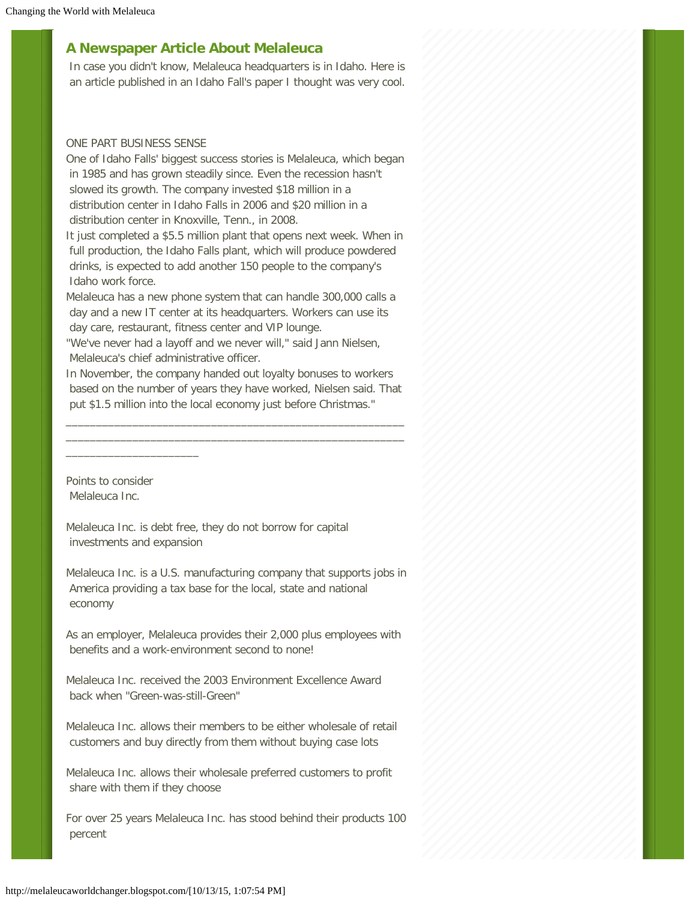## A Newspaper Article About Melaleuca

In case you didn't know, Melaleuca headquarters is in Idaho. Here is an article published in an Idaho Fall's paper I thought was very cool.

ONE PART BUSINESS SENSE

One of Idaho Falls' biggest success stories is Melaleuca, which began in 1985 and has grown steadily since. Even the recession hasn't slowed its growth. The company invested $18 million in a distribution center in Idaho Falls in 2006 and $20 million in a distribution center in Knoxville, Tenn., in 2008.

It just completed a $5.5 million plant that opens next week. When in full production, the Idaho Falls plant, which will produce powdered drinks, is expected to add another 150 people to the company's Idaho work force.

Melaleuca has a new phone system that can handle 300,000 calls a day and a new IT center at its headquarters. Workers can use its day care, restaurant, fitness center and VIP lounge.

"We've never had a layoff and we never will," said Jann Nielsen, Melaleuca's chief administrative officer.

In November, the company handed out loyalty bonuses to workers based on the number of years they have worked, Nielsen said. That put $1.5 million into the local economy just before Christmas."

______________________________________________________________________________________________________________________________________

Points to consider
Melaleuca Inc.

Melaleuca Inc. is debt free, they do not borrow for capital investments and expansion

Melaleuca Inc. is a U.S. manufacturing company that supports jobs in America providing a tax base for the local, state and national economy

As an employer, Melaleuca provides their 2,000 plus employees with benefits and a work-environment second to none!

Melaleuca Inc. received the 2003 Environment Excellence Award back when "Green-was-still-Green"

Melaleuca Inc. allows their members to be either wholesale of retail customers and buy directly from them without buying case lots

Melaleuca Inc. allows their wholesale preferred customers to profit share with them if they choose

For over 25 years Melaleuca Inc. has stood behind their products 100 percent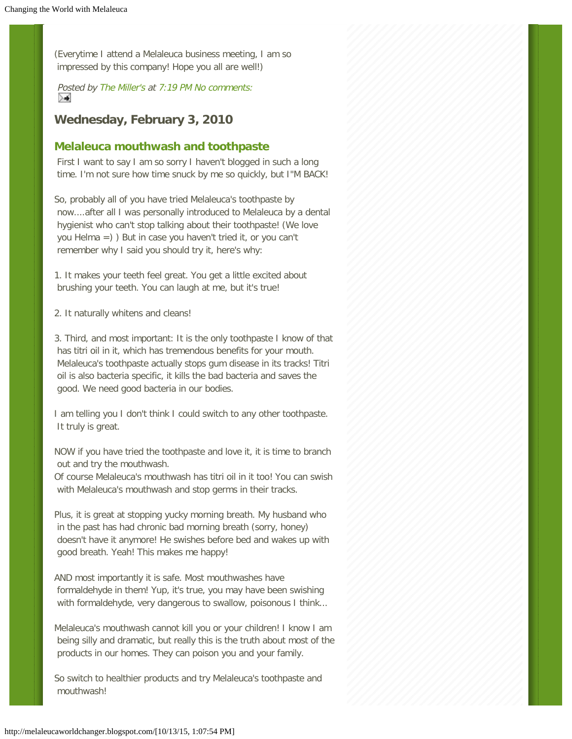(Everytime I attend a Melaleuca business meeting, I am so impressed by this company! Hope you all are well!)

*Posted by* The Miller's *at* 7:19 PM No comments:

## Wednesday, February 3, 2010

### Melaleuca mouthwash and toothpaste

First I want to say I am so sorry I haven't blogged in such a long time. I'm not sure how time snuck by me so quickly, but I"M BACK!

So, probably all of you have tried Melaleuca's toothpaste by now....after all I was personally introduced to Melaleuca by a dental hygienist who can't stop talking about their toothpaste! (We love you Helma =) ) But in case you haven't tried it, or you can't remember why I said you should try it, here's why:

1. It makes your teeth feel great. You get a little excited about brushing your teeth. You can laugh at me, but it's true!

2. It naturally whitens and cleans!

3. Third, and most important: It is the only toothpaste I know of that has titri oil in it, which has tremendous benefits for your mouth. Melaleuca's toothpaste actually stops gum disease in its tracks! Titri oil is also bacteria specific, it kills the bad bacteria and saves the good. We need good bacteria in our bodies.

I am telling you I don't think I could switch to any other toothpaste. It truly is great.

NOW if you have tried the toothpaste and love it, it is time to branch out and try the mouthwash.
Of course Melaleuca's mouthwash has titri oil in it too! You can swish with Melaleuca's mouthwash and stop germs in their tracks.

Plus, it is great at stopping yucky morning breath. My husband who in the past has had chronic bad morning breath (sorry, honey) doesn't have it anymore! He swishes before bed and wakes up with good breath. Yeah! This makes me happy!

AND most importantly it is safe. Most mouthwashes have formaldehyde in them! Yup, it's true, you may have been swishing with formaldehyde, very dangerous to swallow, poisonous I think...

Melaleuca's mouthwash cannot kill you or your children! I know I am being silly and dramatic, but really this is the truth about most of the products in our homes. They can poison you and your family.

So switch to healthier products and try Melaleuca's toothpaste and mouthwash!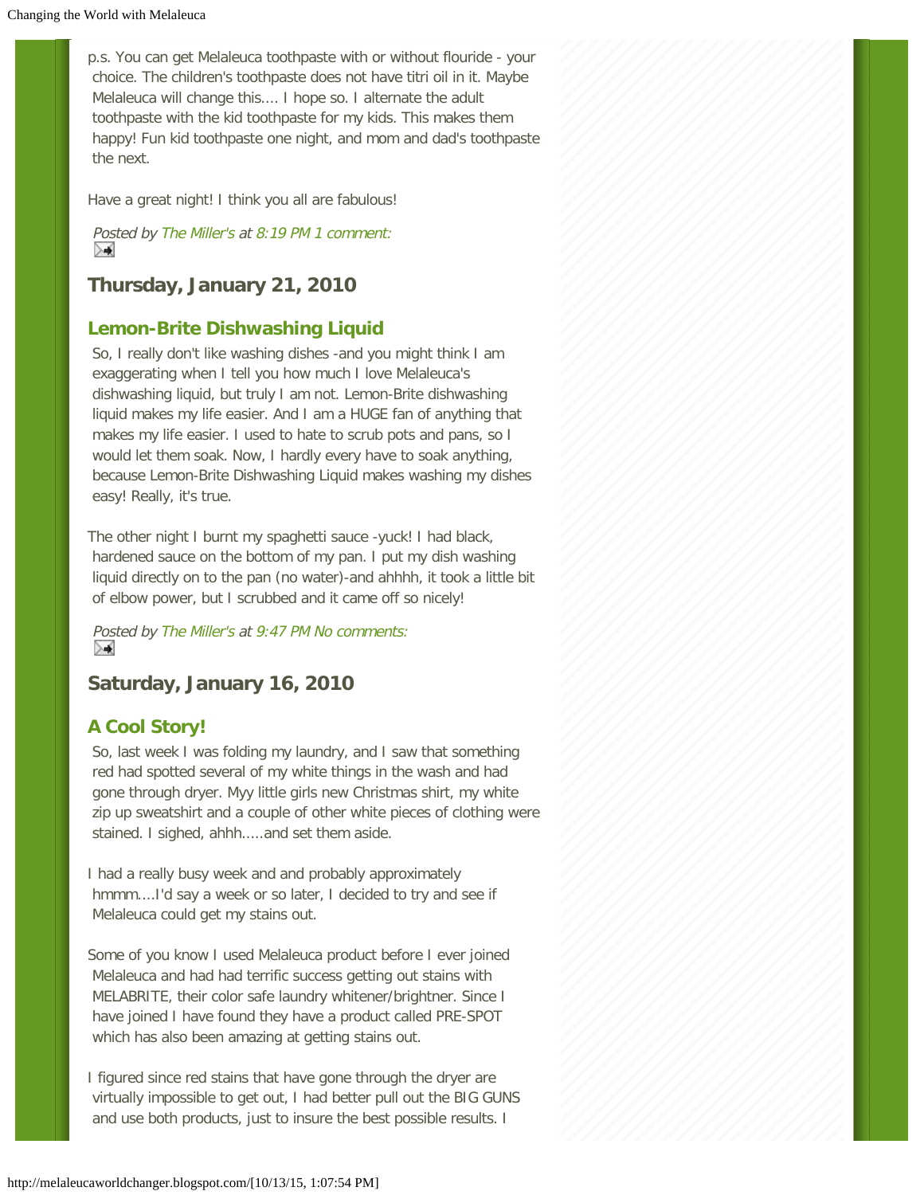p.s. You can get Melaleuca toothpaste with or without flouride - your choice. The children's toothpaste does not have titri oil in it. Maybe Melaleuca will change this.... I hope so. I alternate the adult toothpaste with the kid toothpaste for my kids. This makes them happy! Fun kid toothpaste one night, and mom and dad's toothpaste the next.

Have a great night! I think you all are fabulous!

*Posted by* The Miller's *at* 8:19 PM 1 comment:

## Thursday, January 21, 2010

### Lemon-Brite Dishwashing Liquid

So, I really don't like washing dishes -and you might think I am exaggerating when I tell you how much I love Melaleuca's dishwashing liquid, but truly I am not. Lemon-Brite dishwashing liquid makes my life easier. And I am a HUGE fan of anything that makes my life easier. I used to hate to scrub pots and pans, so I would let them soak. Now, I hardly every have to soak anything, because Lemon-Brite Dishwashing Liquid makes washing my dishes easy! Really, it's true.

The other night I burnt my spaghetti sauce -yuck! I had black, hardened sauce on the bottom of my pan. I put my dish washing liquid directly on to the pan (no water)-and ahhhh, it took a little bit of elbow power, but I scrubbed and it came off so nicely!

*Posted by* The Miller's *at* 9:47 PM No comments:

## Saturday, January 16, 2010

### A Cool Story!

So, last week I was folding my laundry, and I saw that something red had spotted several of my white things in the wash and had gone through dryer. Myy little girls new Christmas shirt, my white zip up sweatshirt and a couple of other white pieces of clothing were stained. I sighed, ahhh.....and set them aside.

I had a really busy week and and probably approximately hmmm....I'd say a week or so later, I decided to try and see if Melaleuca could get my stains out.

Some of you know I used Melaleuca product before I ever joined Melaleuca and had had terrific success getting out stains with MELABRITE, their color safe laundry whitener/brightner. Since I have joined I have found they have a product called PRE-SPOT which has also been amazing at getting stains out.

I figured since red stains that have gone through the dryer are virtually impossible to get out, I had better pull out the BIG GUNS and use both products, just to insure the best possible results. I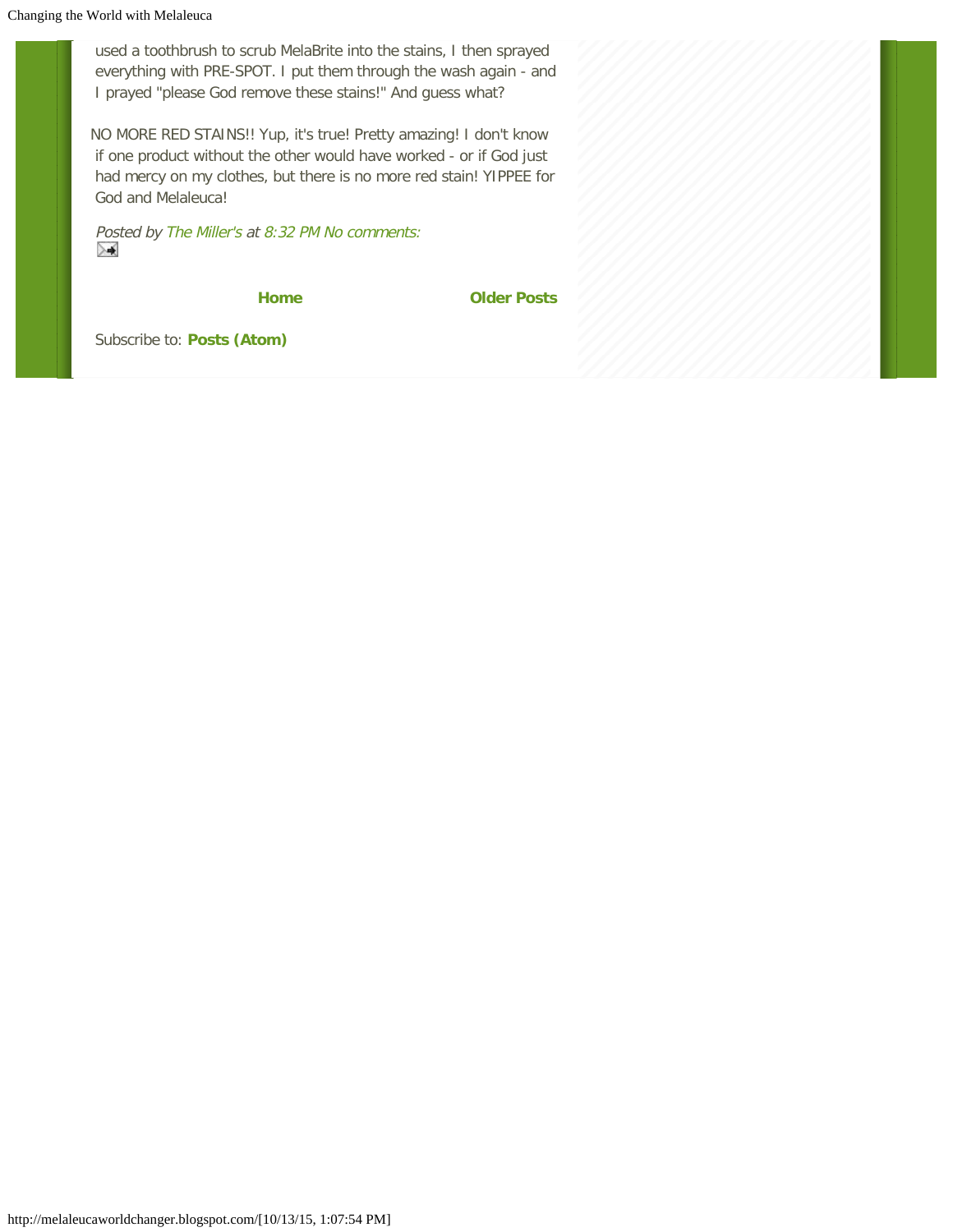used a toothbrush to scrub MelaBrite into the stains, I then sprayed everything with PRE-SPOT. I put them through the wash again - and I prayed "please God remove these stains!" And guess what?

NO MORE RED STAINS!! Yup, it's true! Pretty amazing! I don't know if one product without the other would have worked - or if God just had mercy on my clothes, but there is no more red stain! YIPPEE for God and Melaleuca!

*Posted by The Miller's at 8:32 PM No comments:*

**Home** **Older Posts**

Subscribe to: **Posts (Atom)**